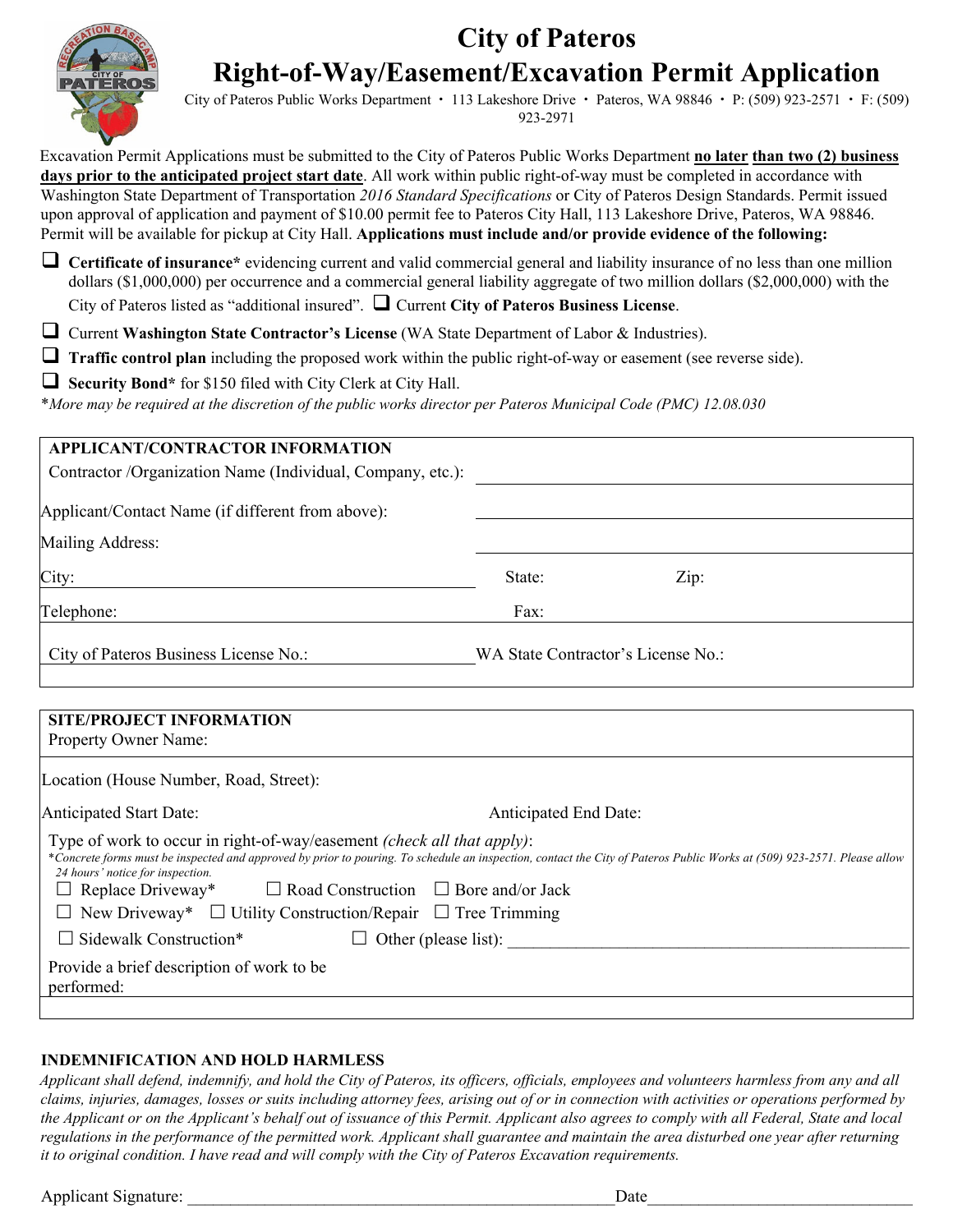# City of Pateros
# Right-of-Way/Easement/Excavation Permit Application

City of Pateros Public Works Department • 113 Lakeshore Drive • Pateros, WA 98846 • P: (509) 923-2571 • F: (509) 923-2971

Excavation Permit Applications must be submitted to the City of Pateros Public Works Department **no later than two (2) business days prior to the anticipated project start date**. All work within public right-of-way must be completed in accordance with Washington State Department of Transportation *2016 Standard Specifications* or City of Pateros Design Standards. Permit issued upon approval of application and payment of $10.00 permit fee to Pateros City Hall, 113 Lakeshore Drive, Pateros, WA 98846. Permit will be available for pickup at City Hall. **Applications must include and/or provide evidence of the following:**

- ☐ **Certificate of insurance*** evidencing current and valid commercial general and liability insurance of no less than one million dollars ($1,000,000) per occurrence and a commercial general liability aggregate of two million dollars ($2,000,000) with the City of Pateros listed as "additional insured". ☐ Current **City of Pateros Business License**.
- ☐ Current **Washington State Contractor's License** (WA State Department of Labor & Industries).
- ☐ **Traffic control plan** including the proposed work within the public right-of-way or easement (see reverse side).
- ☐ **Security Bond*** for $150 filed with City Clerk at City Hall.

**More may be required at the discretion of the public works director per Pateros Municipal Code (PMC) 12.08.030*

**APPLICANT/CONTRACTOR INFORMATION**

Contractor /Organization Name (Individual, Company, etc.): ______________________

Applicant/Contact Name (if different from above): ______________________

Mailing Address: ______________________

City: ______________________ State: ________ Zip: ________

Telephone: ______________________ Fax: ______________________

City of Pateros Business License No.: ______________________ WA State Contractor's License No.: ______________________

**SITE/PROJECT INFORMATION**

Property Owner Name: ______________________

Location (House Number, Road, Street): ______________________

Anticipated Start Date: ______________________ Anticipated End Date: ______________________

Type of work to occur in right-of-way/easement *(check all that apply)*:

**Concrete forms must be inspected and approved by prior to pouring. To schedule an inspection, contact the City of Pateros Public Works at (509) 923-2571. Please allow 24 hours' notice for inspection.*

- ☐ Replace Driveway*
- ☐ Road Construction
- ☐ Bore and/or Jack
- ☐ New Driveway*
- ☐ Utility Construction/Repair
- ☐ Tree Trimming
- ☐ Sidewalk Construction*
- ☐ Other (please list): ______________________

Provide a brief description of work to be performed: ______________________

### INDEMNIFICATION AND HOLD HARMLESS

*Applicant shall defend, indemnify, and hold the City of Pateros, its officers, officials, employees and volunteers harmless from any and all claims, injuries, damages, losses or suits including attorney fees, arising out of or in connection with activities or operations performed by the Applicant or on the Applicant's behalf out of issuance of this Permit. Applicant also agrees to comply with all Federal, State and local regulations in the performance of the permitted work. Applicant shall guarantee and maintain the area disturbed one year after returning it to original condition. I have read and will comply with the City of Pateros Excavation requirements.*

Applicant Signature: ______________________ Date ______________________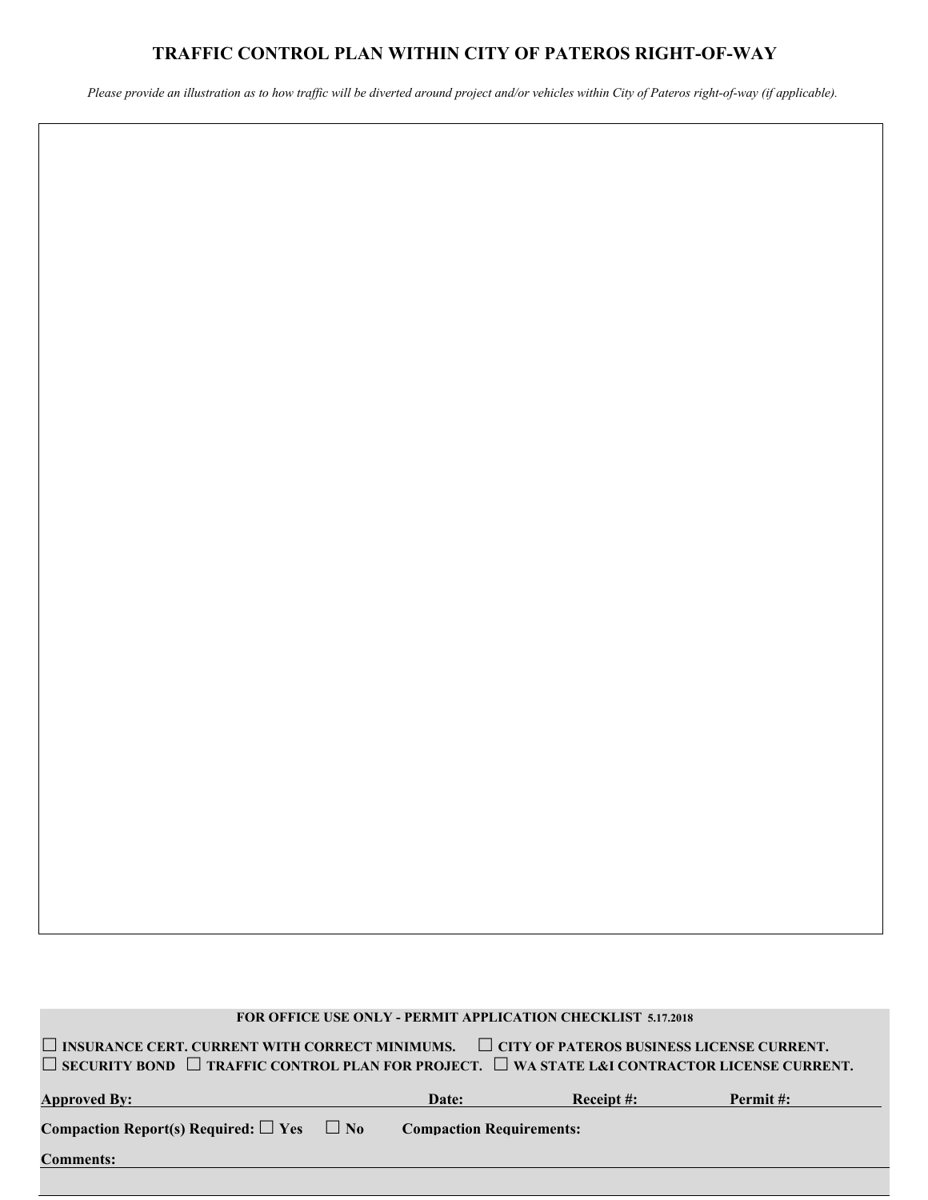# TRAFFIC CONTROL PLAN WITHIN CITY OF PATEROS RIGHT-OF-WAY

*Please provide an illustration as to how traffic will be diverted around project and/or vehicles within City of Pateros right-of-way (if applicable).*

**FOR OFFICE USE ONLY - PERMIT APPLICATION CHECKLIST 5.17.2018**

☐ **INSURANCE CERT. CURRENT WITH CORRECT MINIMUMS.** ☐ **CITY OF PATEROS BUSINESS LICENSE CURRENT.**
☐ **SECURITY BOND** ☐ **TRAFFIC CONTROL PLAN FOR PROJECT.** ☐ **WA STATE L&I CONTRACTOR LICENSE CURRENT.**

**Approved By:** **Date:** **Receipt #:** **Permit #:**

**Compaction Report(s) Required:** ☐ **Yes** ☐ **No** **Compaction Requirements:**

**Comments:**